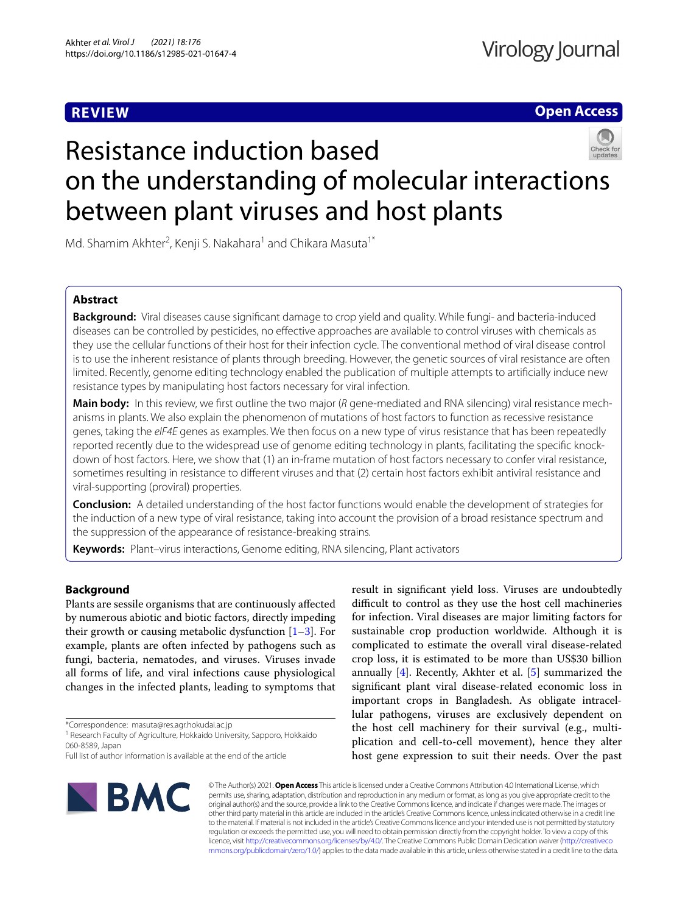**REVIEW**

**Open Access**

# Resistance induction based on the understanding of molecular interactions between plant viruses and host plants

Md. Shamim Akhter[2], Kenji S. Nakahara[1] and Chikara Masuta[1*]

## Abstract

**Background:** Viral diseases cause significant damage to crop yield and quality. While fungi- and bacteria-induced diseases can be controlled by pesticides, no effective approaches are available to control viruses with chemicals as they use the cellular functions of their host for their infection cycle. The conventional method of viral disease control is to use the inherent resistance of plants through breeding. However, the genetic sources of viral resistance are often limited. Recently, genome editing technology enabled the publication of multiple attempts to artificially induce new resistance types by manipulating host factors necessary for viral infection.

**Main body:** In this review, we first outline the two major (*R* gene-mediated and RNA silencing) viral resistance mechanisms in plants. We also explain the phenomenon of mutations of host factors to function as recessive resistance genes, taking the *eIF4E* genes as examples. We then focus on a new type of virus resistance that has been repeatedly reported recently due to the widespread use of genome editing technology in plants, facilitating the specific knockdown of host factors. Here, we show that (1) an in-frame mutation of host factors necessary to confer viral resistance, sometimes resulting in resistance to different viruses and that (2) certain host factors exhibit antiviral resistance and viral-supporting (proviral) properties.

**Conclusion:** A detailed understanding of the host factor functions would enable the development of strategies for the induction of a new type of viral resistance, taking into account the provision of a broad resistance spectrum and the suppression of the appearance of resistance-breaking strains.

**Keywords:** Plant–virus interactions, Genome editing, RNA silencing, Plant activators

## Background

Plants are sessile organisms that are continuously affected by numerous abiotic and biotic factors, directly impeding their growth or causing metabolic dysfunction [1–3]. For example, plants are often infected by pathogens such as fungi, bacteria, nematodes, and viruses. Viruses invade all forms of life, and viral infections cause physiological changes in the infected plants, leading to symptoms that result in significant yield loss. Viruses are undoubtedly difficult to control as they use the host cell machineries for infection. Viral diseases are major limiting factors for sustainable crop production worldwide. Although it is complicated to estimate the overall viral disease-related crop loss, it is estimated to be more than US$30 billion annually [4]. Recently, Akhter et al. [5] summarized the significant plant viral disease-related economic loss in important crops in Bangladesh. As obligate intracellular pathogens, viruses are exclusively dependent on the host cell machinery for their survival (e.g., multiplication and cell-to-cell movement), hence they alter host gene expression to suit their needs. Over the past

*Correspondence: masuta@res.agr.hokudai.ac.jp
[1] Research Faculty of Agriculture, Hokkaido University, Sapporo, Hokkaido 060-8589, Japan
Full list of author information is available at the end of the article

© The Author(s) 2021. **Open Access** This article is licensed under a Creative Commons Attribution 4.0 International License, which permits use, sharing, adaptation, distribution and reproduction in any medium or format, as long as you give appropriate credit to the original author(s) and the source, provide a link to the Creative Commons licence, and indicate if changes were made. The images or other third party material in this article are included in the article's Creative Commons licence, unless indicated otherwise in a credit line to the material. If material is not included in the article's Creative Commons licence and your intended use is not permitted by statutory regulation or exceeds the permitted use, you will need to obtain permission directly from the copyright holder. To view a copy of this licence, visit http://creativecommons.org/licenses/by/4.0/. The Creative Commons Public Domain Dedication waiver (http://creativecommons.org/publicdomain/zero/1.0/) applies to the data made available in this article, unless otherwise stated in a credit line to the data.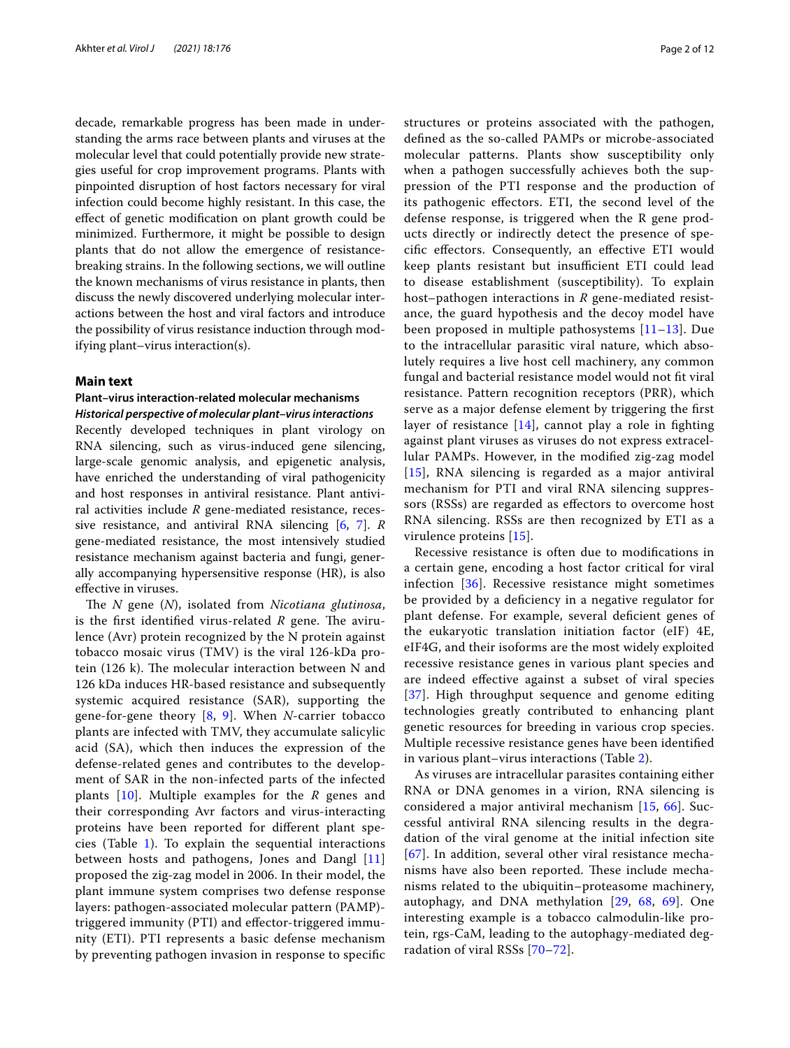decade, remarkable progress has been made in understanding the arms race between plants and viruses at the molecular level that could potentially provide new strategies useful for crop improvement programs. Plants with pinpointed disruption of host factors necessary for viral infection could become highly resistant. In this case, the effect of genetic modification on plant growth could be minimized. Furthermore, it might be possible to design plants that do not allow the emergence of resistance-breaking strains. In the following sections, we will outline the known mechanisms of virus resistance in plants, then discuss the newly discovered underlying molecular interactions between the host and viral factors and introduce the possibility of virus resistance induction through modifying plant–virus interaction(s).

## Main text

### Plant–virus interaction-related molecular mechanisms

#### *Historical perspective of molecular plant–virus interactions*

Recently developed techniques in plant virology on RNA silencing, such as virus-induced gene silencing, large-scale genomic analysis, and epigenetic analysis, have enriched the understanding of viral pathogenicity and host responses in antiviral resistance. Plant antiviral activities include *R* gene-mediated resistance, recessive resistance, and antiviral RNA silencing [6, 7]. *R* gene-mediated resistance, the most intensively studied resistance mechanism against bacteria and fungi, generally accompanying hypersensitive response (HR), is also effective in viruses.

The *N* gene (*N*), isolated from *Nicotiana glutinosa*, is the first identified virus-related *R* gene. The avirulence (Avr) protein recognized by the N protein against tobacco mosaic virus (TMV) is the viral 126-kDa protein (126 k). The molecular interaction between N and 126 kDa induces HR-based resistance and subsequently systemic acquired resistance (SAR), supporting the gene-for-gene theory [8, 9]. When *N*-carrier tobacco plants are infected with TMV, they accumulate salicylic acid (SA), which then induces the expression of the defense-related genes and contributes to the development of SAR in the non-infected parts of the infected plants [10]. Multiple examples for the *R* genes and their corresponding Avr factors and virus-interacting proteins have been reported for different plant species (Table 1). To explain the sequential interactions between hosts and pathogens, Jones and Dangl [11] proposed the zig-zag model in 2006. In their model, the plant immune system comprises two defense response layers: pathogen-associated molecular pattern (PAMP)-triggered immunity (PTI) and effector-triggered immunity (ETI). PTI represents a basic defense mechanism by preventing pathogen invasion in response to specific structures or proteins associated with the pathogen, defined as the so-called PAMPs or microbe-associated molecular patterns. Plants show susceptibility only when a pathogen successfully achieves both the suppression of the PTI response and the production of its pathogenic effectors. ETI, the second level of the defense response, is triggered when the R gene products directly or indirectly detect the presence of specific effectors. Consequently, an effective ETI would keep plants resistant but insufficient ETI could lead to disease establishment (susceptibility). To explain host–pathogen interactions in *R* gene-mediated resistance, the guard hypothesis and the decoy model have been proposed in multiple pathosystems [11–13]. Due to the intracellular parasitic viral nature, which absolutely requires a live host cell machinery, any common fungal and bacterial resistance model would not fit viral resistance. Pattern recognition receptors (PRR), which serve as a major defense element by triggering the first layer of resistance [14], cannot play a role in fighting against plant viruses as viruses do not express extracellular PAMPs. However, in the modified zig-zag model [15], RNA silencing is regarded as a major antiviral mechanism for PTI and viral RNA silencing suppressors (RSSs) are regarded as effectors to overcome host RNA silencing. RSSs are then recognized by ETI as a virulence proteins [15].

Recessive resistance is often due to modifications in a certain gene, encoding a host factor critical for viral infection [36]. Recessive resistance might sometimes be provided by a deficiency in a negative regulator for plant defense. For example, several deficient genes of the eukaryotic translation initiation factor (eIF) 4E, eIF4G, and their isoforms are the most widely exploited recessive resistance genes in various plant species and are indeed effective against a subset of viral species [37]. High throughput sequence and genome editing technologies greatly contributed to enhancing plant genetic resources for breeding in various crop species. Multiple recessive resistance genes have been identified in various plant–virus interactions (Table 2).

As viruses are intracellular parasites containing either RNA or DNA genomes in a virion, RNA silencing is considered a major antiviral mechanism [15, 66]. Successful antiviral RNA silencing results in the degradation of the viral genome at the initial infection site [67]. In addition, several other viral resistance mechanisms have also been reported. These include mechanisms related to the ubiquitin–proteasome machinery, autophagy, and DNA methylation [29, 68, 69]. One interesting example is a tobacco calmodulin-like protein, rgs-CaM, leading to the autophagy-mediated degradation of viral RSSs [70–72].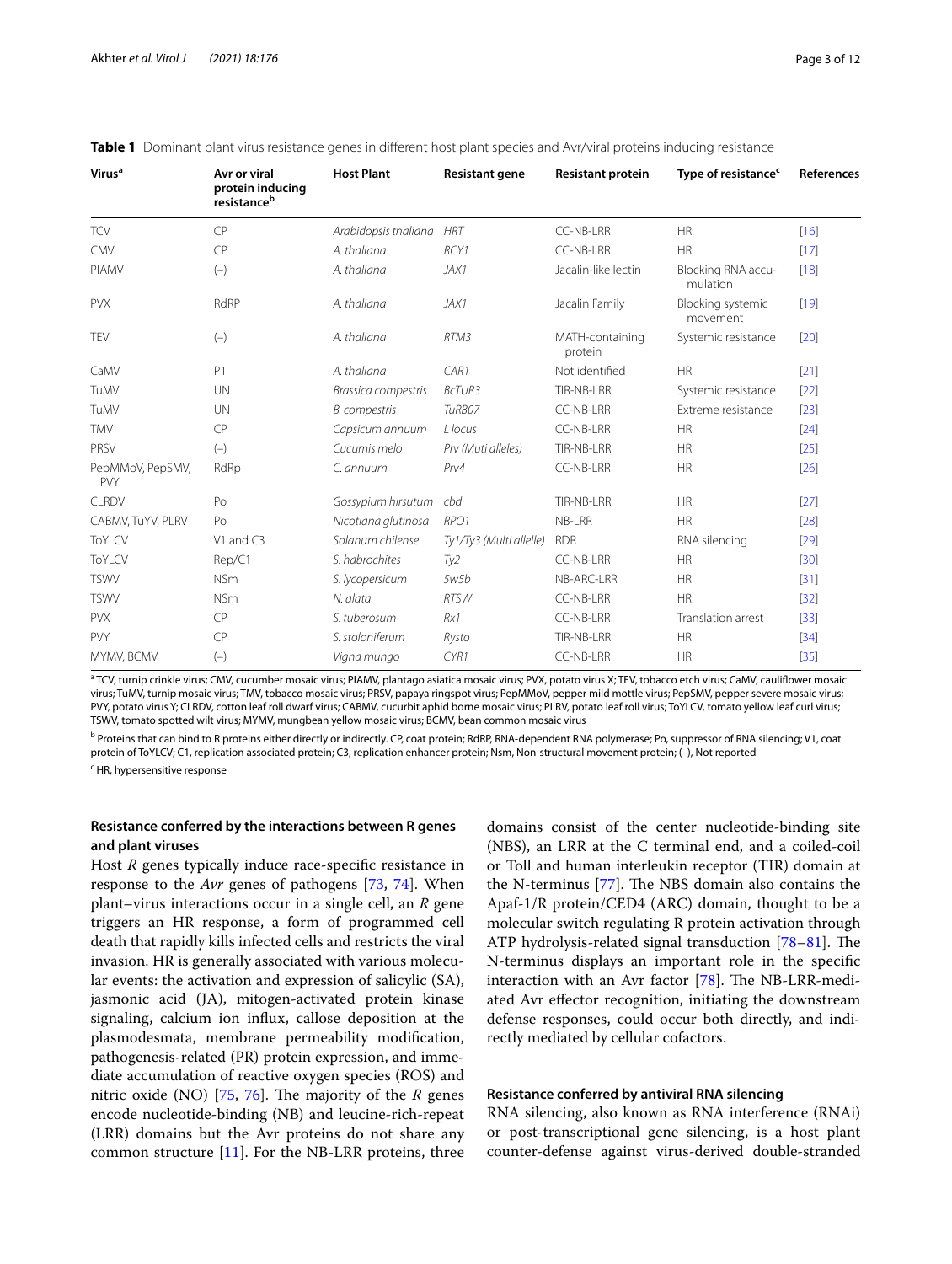**Table 1** Dominant plant virus resistance genes in different host plant species and Avr/viral proteins inducing resistance

| Virus[a] | Avr or viral protein inducing resistance[b] | Host Plant | Resistant gene | Resistant protein | Type of resistance[c] | References |
|---|---|---|---|---|---|---|
| TCV | CP | *Arabidopsis thaliana* | *HRT* | CC-NB-LRR | HR | [16] |
| CMV | CP | *A. thaliana* | *RCY1* | CC-NB-LRR | HR | [17] |
| PlAMV | (–) | *A. thaliana* | *JAX1* | Jacalin-like lectin | Blocking RNA accumulation | [18] |
| PVX | RdRP | *A. thaliana* | *JAX1* | Jacalin Family | Blocking systemic movement | [19] |
| TEV | (–) | *A. thaliana* | *RTM3* | MATH-containing protein | Systemic resistance | [20] |
| CaMV | P1 | *A. thaliana* | *CAR1* | Not identified | HR | [21] |
| TuMV | UN | *Brassica compestris* | *BcTUR3* | TIR-NB-LRR | Systemic resistance | [22] |
| TuMV | UN | *B. compestris* | *TuRB07* | CC-NB-LRR | Extreme resistance | [23] |
| TMV | CP | *Capsicum annuum* | *L locus* | CC-NB-LRR | HR | [24] |
| PRSV | (–) | *Cucumis melo* | *Prv (Muti alleles)* | TIR-NB-LRR | HR | [25] |
| PepMMoV, PepSMV, PVY | RdRp | *C. annuum* | *Prv4* | CC-NB-LRR | HR | [26] |
| CLRDV | Po | *Gossypium hirsutum* | *cbd* | TIR-NB-LRR | HR | [27] |
| CABMV, TuYV, PLRV | Po | *Nicotiana glutinosa* | *RPO1* | NB-LRR | HR | [28] |
| ToYLCV | V1 and C3 | *Solanum chilense* | *Ty1/Ty3 (Multi allele)* | RDR | RNA silencing | [29] |
| ToYLCV | Rep/C1 | *S. habrochites* | *Ty2* | CC-NB-LRR | HR | [30] |
| TSWV | NSm | *S. lycopersicum* | *5w5b* | NB-ARC-LRR | HR | [31] |
| TSWV | NSm | *N. alata* | *RTSW* | CC-NB-LRR | HR | [32] |
| PVX | CP | *S. tuberosum* | *Rx1* | CC-NB-LRR | Translation arrest | [33] |
| PVY | CP | *S. stoloniferum* | *Rysto* | TIR-NB-LRR | HR | [34] |
| MYMV, BCMV | (–) | *Vigna mungo* | *CYR1* | CC-NB-LRR | HR | [35] |

[a] TCV, turnip crinkle virus; CMV, cucumber mosaic virus; PlAMV, plantago asiatica mosaic virus; PVX, potato virus X; TEV, tobacco etch virus; CaMV, cauliflower mosaic virus; TuMV, turnip mosaic virus; TMV, tobacco mosaic virus; PRSV, papaya ringspot virus; PepMMoV, pepper mild mottle virus; PepSMV, pepper severe mosaic virus; PVY, potato virus Y; CLRDV, cotton leaf roll dwarf virus; CABMV, cucurbit aphid borne mosaic virus; PLRV, potato leaf roll virus; ToYLCV, tomato yellow leaf curl virus; TSWV, tomato spotted wilt virus; MYMV, mungbean yellow mosaic virus; BCMV, bean common mosaic virus

[b] Proteins that can bind to R proteins either directly or indirectly. CP, coat protein; RdRP, RNA-dependent RNA polymerase; Po, suppressor of RNA silencing; V1, coat protein of ToYLCV; C1, replication associated protein; C3, replication enhancer protein; Nsm, Non-structural movement protein; (–), Not reported

[c] HR, hypersensitive response

## Resistance conferred by the interactions between R genes and plant viruses

Host *R* genes typically induce race-specific resistance in response to the *Avr* genes of pathogens [73, 74]. When plant–virus interactions occur in a single cell, an *R* gene triggers an HR response, a form of programmed cell death that rapidly kills infected cells and restricts the viral invasion. HR is generally associated with various molecular events: the activation and expression of salicylic (SA), jasmonic acid (JA), mitogen-activated protein kinase signaling, calcium ion influx, callose deposition at the plasmodesmata, membrane permeability modification, pathogenesis-related (PR) protein expression, and immediate accumulation of reactive oxygen species (ROS) and nitric oxide (NO) [75, 76]. The majority of the *R* genes encode nucleotide-binding (NB) and leucine-rich-repeat (LRR) domains but the Avr proteins do not share any common structure [11]. For the NB-LRR proteins, three domains consist of the center nucleotide-binding site (NBS), an LRR at the C terminal end, and a coiled-coil or Toll and human interleukin receptor (TIR) domain at the N-terminus [77]. The NBS domain also contains the Apaf-1/R protein/CED4 (ARC) domain, thought to be a molecular switch regulating R protein activation through ATP hydrolysis-related signal transduction [78–81]. The N-terminus displays an important role in the specific interaction with an Avr factor [78]. The NB-LRR-mediated Avr effector recognition, initiating the downstream defense responses, could occur both directly, and indirectly mediated by cellular cofactors.

## Resistance conferred by antiviral RNA silencing

RNA silencing, also known as RNA interference (RNAi) or post-transcriptional gene silencing, is a host plant counter-defense against virus-derived double-stranded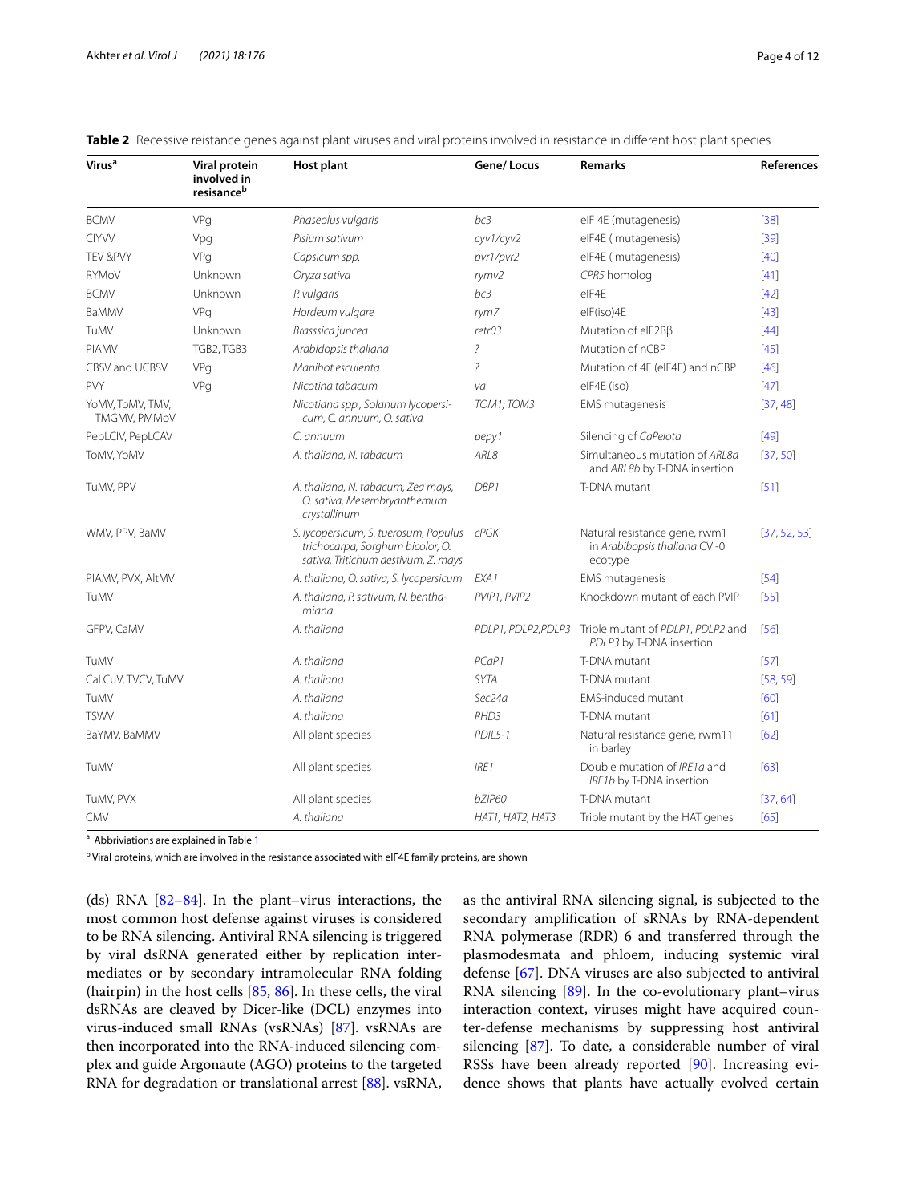**Table 2** Recessive reistance genes against plant viruses and viral proteins involved in resistance in different host plant species

| Virus[a] | Viral protein involved in resisance[b] | Host plant | Gene/ Locus | Remarks | References |
|---|---|---|---|---|---|
| BCMV | VPg | *Phaseolus vulgaris* | *bc3* | eIF 4E (mutagenesis) | [38] |
| ClYVV | Vpg | *Pisium sativum* | *cyv1/cyv2* | eIF4E ( mutagenesis) | [39] |
| TEV &PVY | VPg | *Capsicum spp.* | *pvr1/pvr2* | eIF4E ( mutagenesis) | [40] |
| RYMoV | Unknown | *Oryza sativa* | *rymv2* | *CPR5* homolog | [41] |
| BCMV | Unknown | *P. vulgaris* | *bc3* | eIF4E | [42] |
| BaMMV | VPg | *Hordeum vulgare* | *rym7* | eIF(iso)4E | [43] |
| TuMV | Unknown | *Brasssica juncea* | *retr03* | Mutation of eIF2Bβ | [44] |
| PlAMV | TGB2, TGB3 | *Arabidopsis thaliana* | *?* | Mutation of nCBP | [45] |
| CBSV and UCBSV | VPg | *Manihot esculenta* | *?* | Mutation of 4E (eIF4E) and nCBP | [46] |
| PVY | VPg | *Nicotina tabacum* | *va* | eIF4E (iso) | [47] |
| YoMV, ToMV, TMV, TMGMV, PMMoV | | *Nicotiana spp., Solanum lycopersicum, C. annuum, O. sativa* | *TOM1; TOM3* | EMS mutagenesis | [37, 48] |
| PepLCIV, PepLCAV | | *C. annuum* | *pepy1* | Silencing of *CaPelota* | [49] |
| ToMV, YoMV | | *A. thaliana, N. tabacum* | *ARL8* | Simultaneous mutation of *ARL8a* and *ARL8b* by T-DNA insertion | [37, 50] |
| TuMV, PPV | | *A. thaliana, N. tabacum, Zea mays, O. sativa, Mesembryanthemum crystallinum* | *DBP1* | T-DNA mutant | [51] |
| WMV, PPV, BaMV | | *S. lycopersicum, S. tuerosum, Populus trichocarpa, Sorghum bicolor, O. sativa, Tritichum aestivum, Z. mays* | *cPGK* | Natural resistance gene, rwm1 in *Arabidopsis thaliana* CVI-0 ecotype | [37, 52, 53] |
| PlAMV, PVX, AltMV | | *A. thaliana, O. sativa, S. lycopersicum* | *EXA1* | EMS mutagenesis | [54] |
| TuMV | | *A. thaliana, P. sativum, N. benthamiana* | *PVIP1, PVIP2* | Knockdown mutant of each PVIP | [55] |
| GFPV, CaMV | | *A. thaliana* | *PDLP1, PDLP2,PDLP3* | Triple mutant of *PDLP1, PDLP2* and *PDLP3* by T-DNA insertion | [56] |
| TuMV | | *A. thaliana* | *PCaP1* | T-DNA mutant | [57] |
| CaLCuV, TVCV, TuMV | | *A. thaliana* | *SYTA* | T-DNA mutant | [58, 59] |
| TuMV | | *A. thaliana* | *Sec24a* | EMS-induced mutant | [60] |
| TSWV | | *A. thaliana* | *RHD3* | T-DNA mutant | [61] |
| BaYMV, BaMMV | | All plant species | *PDIL5-1* | Natural resistance gene, rwm11 in barley | [62] |
| TuMV | | All plant species | *IRE1* | Double mutation of *IRE1a* and *IRE1b* by T-DNA insertion | [63] |
| TuMV, PVX | | All plant species | *bZIP60* | T-DNA mutant | [37, 64] |
| CMV | | *A. thaliana* | *HAT1, HAT2, HAT3* | Triple mutant by the HAT genes | [65] |

[a] Abbriviations are explained in Table 1

[b] Viral proteins, which are involved in the resistance associated with eIF4E family proteins, are shown

(ds) RNA [82–84]. In the plant–virus interactions, the most common host defense against viruses is considered to be RNA silencing. Antiviral RNA silencing is triggered by viral dsRNA generated either by replication intermediates or by secondary intramolecular RNA folding (hairpin) in the host cells [85, 86]. In these cells, the viral dsRNAs are cleaved by Dicer-like (DCL) enzymes into virus-induced small RNAs (vsRNAs) [87]. vsRNAs are then incorporated into the RNA-induced silencing complex and guide Argonaute (AGO) proteins to the targeted RNA for degradation or translational arrest [88]. vsRNA, as the antiviral RNA silencing signal, is subjected to the secondary amplification of sRNAs by RNA-dependent RNA polymerase (RDR) 6 and transferred through the plasmodesmata and phloem, inducing systemic viral defense [67]. DNA viruses are also subjected to antiviral RNA silencing [89]. In the co-evolutionary plant–virus interaction context, viruses might have acquired counter-defense mechanisms by suppressing host antiviral silencing [87]. To date, a considerable number of viral RSSs have been already reported [90]. Increasing evidence shows that plants have actually evolved certain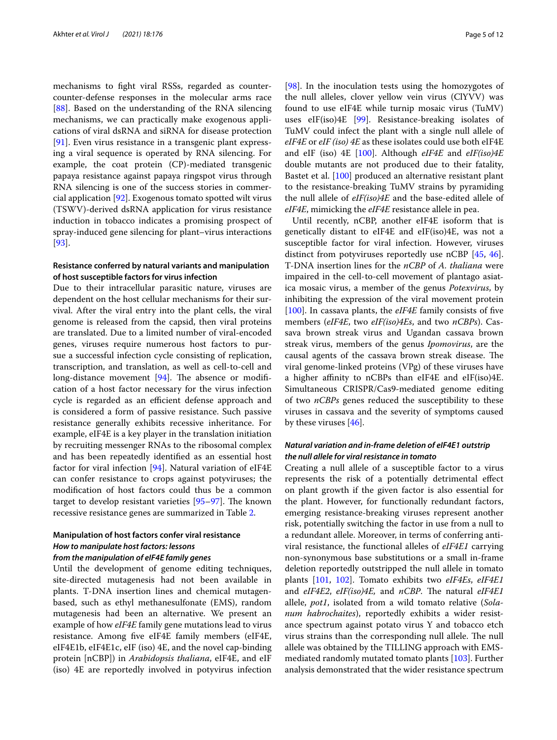mechanisms to fight viral RSSs, regarded as counter-counter-defense responses in the molecular arms race [88]. Based on the understanding of the RNA silencing mechanisms, we can practically make exogenous applications of viral dsRNA and siRNA for disease protection [91]. Even virus resistance in a transgenic plant expressing a viral sequence is operated by RNA silencing. For example, the coat protein (CP)-mediated transgenic papaya resistance against papaya ringspot virus through RNA silencing is one of the success stories in commercial application [92]. Exogenous tomato spotted wilt virus (TSWV)-derived dsRNA application for virus resistance induction in tobacco indicates a promising prospect of spray-induced gene silencing for plant–virus interactions [93].

### Resistance conferred by natural variants and manipulation of host susceptible factors for virus infection

Due to their intracellular parasitic nature, viruses are dependent on the host cellular mechanisms for their survival. After the viral entry into the plant cells, the viral genome is released from the capsid, then viral proteins are translated. Due to a limited number of viral-encoded genes, viruses require numerous host factors to pursue a successful infection cycle consisting of replication, transcription, and translation, as well as cell-to-cell and long-distance movement [94]. The absence or modification of a host factor necessary for the virus infection cycle is regarded as an efficient defense approach and is considered a form of passive resistance. Such passive resistance generally exhibits recessive inheritance. For example, eIF4E is a key player in the translation initiation by recruiting messenger RNAs to the ribosomal complex and has been repeatedly identified as an essential host factor for viral infection [94]. Natural variation of eIF4E can confer resistance to crops against potyviruses; the modification of host factors could thus be a common target to develop resistant varieties [95–97]. The known recessive resistance genes are summarized in Table 2.

### Manipulation of host factors confer viral resistance

#### *How to manipulate host factors: lessons from the manipulation of eIF4E family genes*

Until the development of genome editing techniques, site-directed mutagenesis had not been available in plants. T-DNA insertion lines and chemical mutagen-based, such as ethyl methanesulfonate (EMS), random mutagenesis had been an alternative. We present an example of how *eIF4E* family gene mutations lead to virus resistance. Among five eIF4E family members (eIF4E, eIF4E1b, eIF4E1c, eIF (iso) 4E, and the novel cap-binding protein [nCBP]) in *Arabidopsis thaliana*, eIF4E, and eIF (iso) 4E are reportedly involved in potyvirus infection [98]. In the inoculation tests using the homozygotes of the null alleles, clover yellow vein virus (ClYVV) was found to use eIF4E while turnip mosaic virus (TuMV) uses eIF(iso)4E [99]. Resistance-breaking isolates of TuMV could infect the plant with a single null allele of *eIF4E* or *eIF (iso) 4E* as these isolates could use both eIF4E and eIF (iso) 4E [100]. Although *eIF4E* and *eIF(iso)4E* double mutants are not produced due to their fatality, Bastet et al. [100] produced an alternative resistant plant to the resistance-breaking TuMV strains by pyramiding the null allele of *eIF(iso)4E* and the base-edited allele of *eIF4E*, mimicking the *eIF4E* resistance allele in pea.

Until recently, nCBP, another eIF4E isoform that is genetically distant to eIF4E and eIF(iso)4E, was not a susceptible factor for viral infection. However, viruses distinct from potyviruses reportedly use nCBP [45, 46]. T-DNA insertion lines for the *nCBP* of *A. thaliana* were impaired in the cell-to-cell movement of plantago asiatica mosaic virus, a member of the genus *Potexvirus*, by inhibiting the expression of the viral movement protein [100]. In cassava plants, the *eIF4E* family consists of five members (*eIF4E*, two *eIF(iso)4Es*, and two *nCBPs*). Cassava brown streak virus and Ugandan cassava brown streak virus, members of the genus *Ipomovirus*, are the causal agents of the cassava brown streak disease. The viral genome-linked proteins (VPg) of these viruses have a higher affinity to nCBPs than eIF4E and eIF(iso)4E. Simultaneous CRISPR/Cas9-mediated genome editing of two *nCBPs* genes reduced the susceptibility to these viruses in cassava and the severity of symptoms caused by these viruses [46].

#### *Natural variation and in-frame deletion of eIF4E1 outstrip the null allele for viral resistance in tomato*

Creating a null allele of a susceptible factor to a virus represents the risk of a potentially detrimental effect on plant growth if the given factor is also essential for the plant. However, for functionally redundant factors, emerging resistance-breaking viruses represent another risk, potentially switching the factor in use from a null to a redundant allele. Moreover, in terms of conferring antiviral resistance, the functional alleles of *eIF4E1* carrying non-synonymous base substitutions or a small in-frame deletion reportedly outstripped the null allele in tomato plants [101, 102]. Tomato exhibits two *eIF4Es*, *eIF4E1* and *eIF4E2*, *eIF(iso)4E,* and *nCBP*. The natural *eIF4E1* allele, *pot1*, isolated from a wild tomato relative (*Solanum habrochaites*), reportedly exhibits a wider resistance spectrum against potato virus Y and tobacco etch virus strains than the corresponding null allele. The null allele was obtained by the TILLING approach with EMS-mediated randomly mutated tomato plants [103]. Further analysis demonstrated that the wider resistance spectrum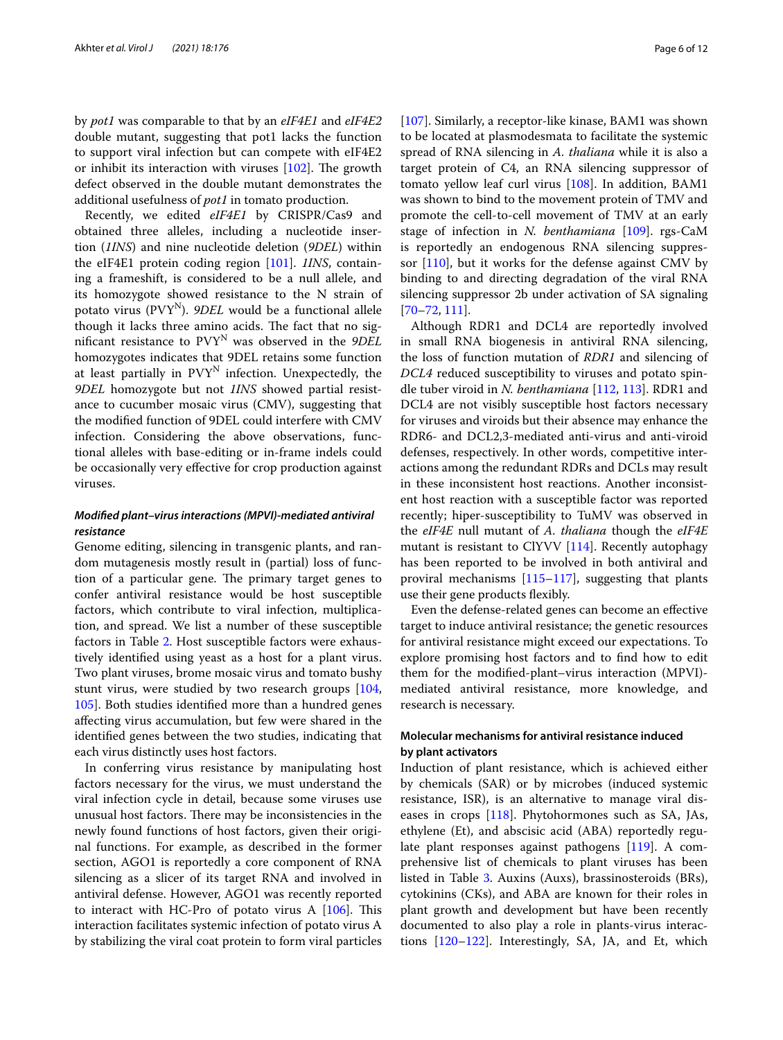by *pot1* was comparable to that by an *eIF4E1* and *eIF4E2* double mutant, suggesting that pot1 lacks the function to support viral infection but can compete with eIF4E2 or inhibit its interaction with viruses [102]. The growth defect observed in the double mutant demonstrates the additional usefulness of *pot1* in tomato production.

Recently, we edited *eIF4E1* by CRISPR/Cas9 and obtained three alleles, including a nucleotide insertion (*1INS*) and nine nucleotide deletion (*9DEL*) within the eIF4E1 protein coding region [101]. *1INS*, containing a frameshift, is considered to be a null allele, and its homozygote showed resistance to the N strain of potato virus (PVY$^{N}$). *9DEL* would be a functional allele though it lacks three amino acids. The fact that no significant resistance to PVY$^{N}$ was observed in the *9DEL* homozygotes indicates that 9DEL retains some function at least partially in PVY$^{N}$ infection. Unexpectedly, the *9DEL* homozygote but not *1INS* showed partial resistance to cucumber mosaic virus (CMV), suggesting that the modified function of 9DEL could interfere with CMV infection. Considering the above observations, functional alleles with base-editing or in-frame indels could be occasionally very effective for crop production against viruses.

### *Modified plant–virus interactions (MPVI)-mediated antiviral resistance*

Genome editing, silencing in transgenic plants, and random mutagenesis mostly result in (partial) loss of function of a particular gene. The primary target genes to confer antiviral resistance would be host susceptible factors, which contribute to viral infection, multiplication, and spread. We list a number of these susceptible factors in Table 2. Host susceptible factors were exhaustively identified using yeast as a host for a plant virus. Two plant viruses, brome mosaic virus and tomato bushy stunt virus, were studied by two research groups [104, 105]. Both studies identified more than a hundred genes affecting virus accumulation, but few were shared in the identified genes between the two studies, indicating that each virus distinctly uses host factors.

In conferring virus resistance by manipulating host factors necessary for the virus, we must understand the viral infection cycle in detail, because some viruses use unusual host factors. There may be inconsistencies in the newly found functions of host factors, given their original functions. For example, as described in the former section, AGO1 is reportedly a core component of RNA silencing as a slicer of its target RNA and involved in antiviral defense. However, AGO1 was recently reported to interact with HC-Pro of potato virus A [106]. This interaction facilitates systemic infection of potato virus A by stabilizing the viral coat protein to form viral particles [107]. Similarly, a receptor-like kinase, BAM1 was shown to be located at plasmodesmata to facilitate the systemic spread of RNA silencing in *A. thaliana* while it is also a target protein of C4, an RNA silencing suppressor of tomato yellow leaf curl virus [108]. In addition, BAM1 was shown to bind to the movement protein of TMV and promote the cell-to-cell movement of TMV at an early stage of infection in *N. benthamiana* [109]. rgs-CaM is reportedly an endogenous RNA silencing suppressor [110], but it works for the defense against CMV by binding to and directing degradation of the viral RNA silencing suppressor 2b under activation of SA signaling [70–72, 111].

Although RDR1 and DCL4 are reportedly involved in small RNA biogenesis in antiviral RNA silencing, the loss of function mutation of *RDR1* and silencing of *DCL4* reduced susceptibility to viruses and potato spindle tuber viroid in *N. benthamiana* [112, 113]. RDR1 and DCL4 are not visibly susceptible host factors necessary for viruses and viroids but their absence may enhance the RDR6- and DCL2,3-mediated anti-virus and anti-viroid defenses, respectively. In other words, competitive interactions among the redundant RDRs and DCLs may result in these inconsistent host reactions. Another inconsistent host reaction with a susceptible factor was reported recently; hiper-susceptibility to TuMV was observed in the *eIF4E* null mutant of *A. thaliana* though the *eIF4E* mutant is resistant to ClYVV [114]. Recently autophagy has been reported to be involved in both antiviral and proviral mechanisms [115–117], suggesting that plants use their gene products flexibly.

Even the defense-related genes can become an effective target to induce antiviral resistance; the genetic resources for antiviral resistance might exceed our expectations. To explore promising host factors and to find how to edit them for the modified-plant–virus interaction (MPVI)-mediated antiviral resistance, more knowledge, and research is necessary.

## Molecular mechanisms for antiviral resistance induced by plant activators

Induction of plant resistance, which is achieved either by chemicals (SAR) or by microbes (induced systemic resistance, ISR), is an alternative to manage viral diseases in crops [118]. Phytohormones such as SA, JAs, ethylene (Et), and abscisic acid (ABA) reportedly regulate plant responses against pathogens [119]. A comprehensive list of chemicals to plant viruses has been listed in Table 3. Auxins (Auxs), brassinosteroids (BRs), cytokinins (CKs), and ABA are known for their roles in plant growth and development but have been recently documented to also play a role in plants-virus interactions [120–122]. Interestingly, SA, JA, and Et, which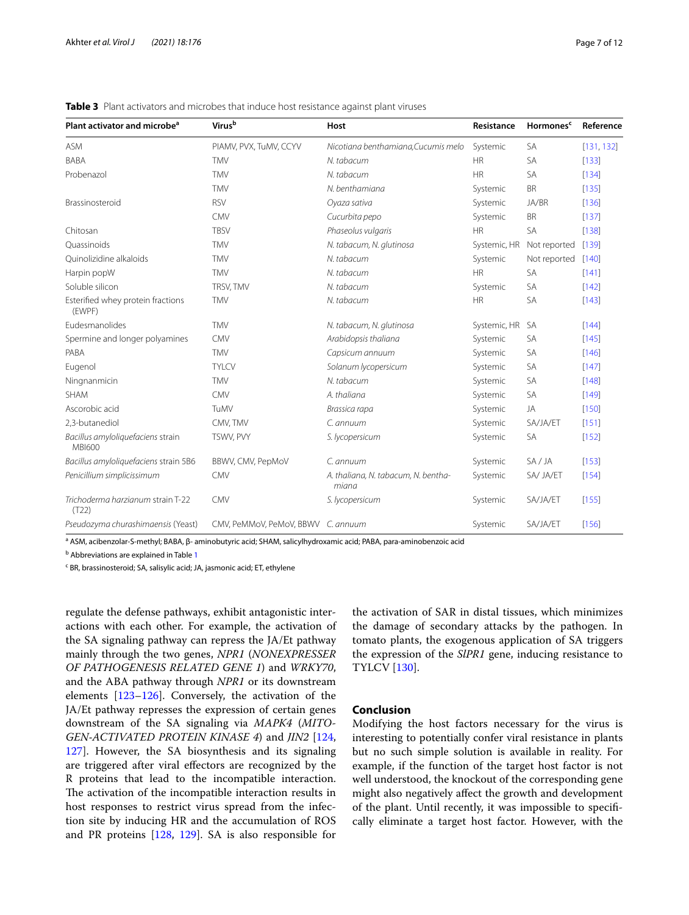**Table 3** Plant activators and microbes that induce host resistance against plant viruses

| Plant activator and microbe[a] | Virus[b] | Host | Resistance | Hormones[c] | Reference |
|---|---|---|---|---|---|
| ASM | PlAMV, PVX, TuMV, CCYV | *Nicotiana benthamiana,Cucumis melo* | Systemic | SA | [131, 132] |
| BABA | TMV | *N. tabacum* | HR | SA | [133] |
| Probenazol | TMV | *N. tabacum* | HR | SA | [134] |
| | TMV | *N. benthamiana* | Systemic | BR | [135] |
| Brassinosteroid | RSV | *Oyaza sativa* | Systemic | JA/BR | [136] |
| | CMV | *Cucurbita pepo* | Systemic | BR | [137] |
| Chitosan | TBSV | *Phaseolus vulgaris* | HR | SA | [138] |
| Quassinoids | TMV | *N. tabacum, N. glutinosa* | Systemic, HR | Not reported | [139] |
| Quinolizidine alkaloids | TMV | *N. tabacum* | Systemic | Not reported | [140] |
| Harpin popW | TMV | *N. tabacum* | HR | SA | [141] |
| Soluble silicon | TRSV, TMV | *N. tabacum* | Systemic | SA | [142] |
| Esterified whey protein fractions (EWPF) | TMV | *N. tabacum* | HR | SA | [143] |
| Eudesmanolides | TMV | *N. tabacum, N. glutinosa* | Systemic, HR | SA | [144] |
| Spermine and longer polyamines | CMV | *Arabidopsis thaliana* | Systemic | SA | [145] |
| PABA | TMV | *Capsicum annuum* | Systemic | SA | [146] |
| Eugenol | TYLCV | *Solanum lycopersicum* | Systemic | SA | [147] |
| Ningnanmicin | TMV | *N. tabacum* | Systemic | SA | [148] |
| SHAM | CMV | *A. thaliana* | Systemic | SA | [149] |
| Ascorobic acid | TuMV | *Brassica rapa* | Systemic | JA | [150] |
| 2,3-butanediol | CMV, TMV | *C. annuum* | Systemic | SA/JA/ET | [151] |
| *Bacillus amyloliquefaciens* strain MBI600 | TSWV, PVY | *S. lycopersicum* | Systemic | SA | [152] |
| *Bacillus amyloliquefaciens* strain 5B6 | BBWV, CMV, PepMoV | *C. annuum* | Systemic | SA / JA | [153] |
| *Penicillium simplicissimum* | CMV | *A. thaliana, N. tabacum, N. benthamiana* | Systemic | SA/ JA/ET | [154] |
| *Trichoderma harzianum* strain T-22 (T22) | CMV | *S. lycopersicum* | Systemic | SA/JA/ET | [155] |
| *Pseudozyma churashimaensis* (Yeast) | CMV, PeMMoV, PeMoV, BBWV | *C. annuum* | Systemic | SA/JA/ET | [156] |

[a] ASM, acibenzolar-S-methyl; BABA, β- aminobutyric acid; SHAM, salicylhydroxamic acid; PABA, para-aminobenzoic acid

[b] Abbreviations are explained in Table 1

[c] BR, brassinosteroid; SA, salisylic acid; JA, jasmonic acid; ET, ethylene

regulate the defense pathways, exhibit antagonistic interactions with each other. For example, the activation of the SA signaling pathway can repress the JA/Et pathway mainly through the two genes, *NPR1* (*NONEXPRESSER OF PATHOGENESIS RELATED GENE 1*) and *WRKY70*, and the ABA pathway through *NPR1* or its downstream elements [123–126]. Conversely, the activation of the JA/Et pathway represses the expression of certain genes downstream of the SA signaling via *MAPK4* (*MITOGEN-ACTIVATED PROTEIN KINASE 4*) and *JIN2* [124, 127]. However, the SA biosynthesis and its signaling are triggered after viral effectors are recognized by the R proteins that lead to the incompatible interaction. The activation of the incompatible interaction results in host responses to restrict virus spread from the infection site by inducing HR and the accumulation of ROS and PR proteins [128, 129]. SA is also responsible for the activation of SAR in distal tissues, which minimizes the damage of secondary attacks by the pathogen. In tomato plants, the exogenous application of SA triggers the expression of the *SlPR1* gene, inducing resistance to TYLCV [130].

## Conclusion

Modifying the host factors necessary for the virus is interesting to potentially confer viral resistance in plants but no such simple solution is available in reality. For example, if the function of the target host factor is not well understood, the knockout of the corresponding gene might also negatively affect the growth and development of the plant. Until recently, it was impossible to specifically eliminate a target host factor. However, with the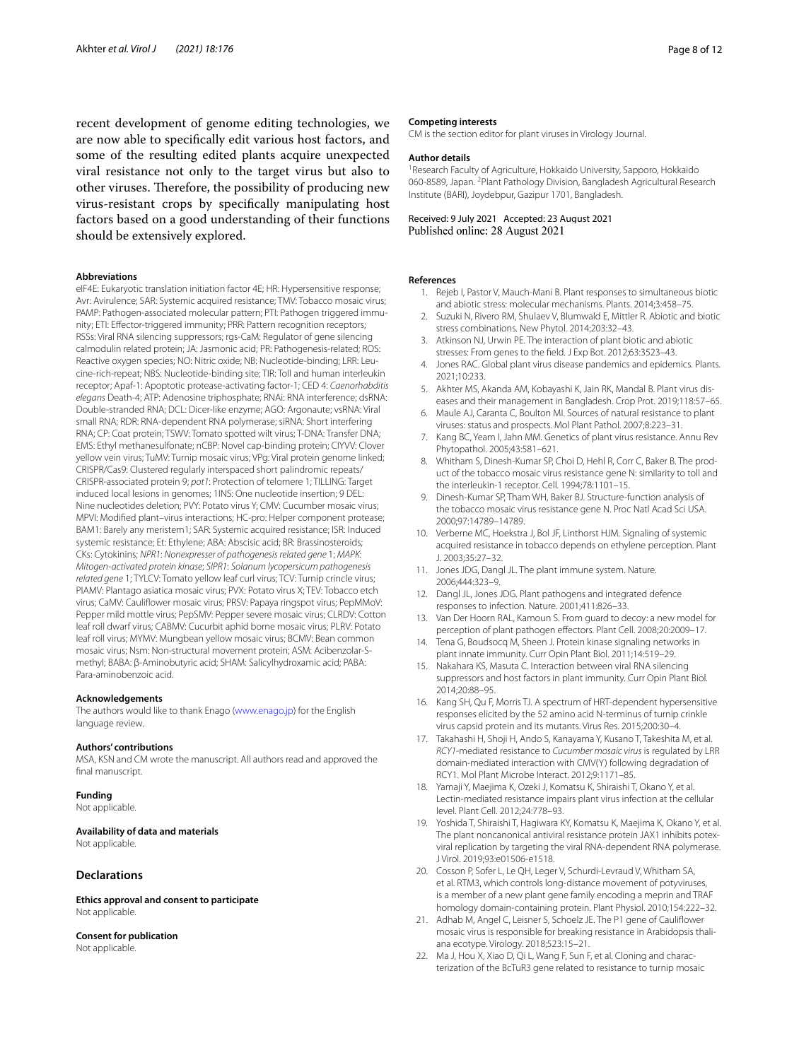recent development of genome editing technologies, we are now able to specifically edit various host factors, and some of the resulting edited plants acquire unexpected viral resistance not only to the target virus but also to other viruses. Therefore, the possibility of producing new virus-resistant crops by specifically manipulating host factors based on a good understanding of their functions should be extensively explored.

#### Abbreviations

eIF4E: Eukaryotic translation initiation factor 4E; HR: Hypersensitive response; Avr: Avirulence; SAR: Systemic acquired resistance; TMV: Tobacco mosaic virus; PAMP: Pathogen-associated molecular pattern; PTI: Pathogen triggered immunity; ETI: Effector-triggered immunity; PRR: Pattern recognition receptors; RSSs: Viral RNA silencing suppressors; rgs-CaM: Regulator of gene silencing calmodulin related protein; JA: Jasmonic acid; PR: Pathogenesis-related; ROS: Reactive oxygen species; NO: Nitric oxide; NB: Nucleotide-binding; LRR: Leucine-rich-repeat; NBS: Nucleotide-binding site; TIR: Toll and human interleukin receptor; Apaf-1: Apoptotic protease-activating factor-1; CED 4: *Caenorhabditis elegans* Death-4; ATP: Adenosine triphosphate; RNAi: RNA interference; dsRNA: Double-stranded RNA; DCL: Dicer-like enzyme; AGO: Argonaute; vsRNA: Viral small RNA; RDR: RNA-dependent RNA polymerase; siRNA: Short interfering RNA; CP: Coat protein; TSWV: Tomato spotted wilt virus; T-DNA: Transfer DNA; EMS: Ethyl methanesulfonate; nCBP: Novel cap-binding protein; ClYVV: Clover yellow vein virus; TuMV: Turnip mosaic virus; VPg: Viral protein genome linked; CRISPR/Cas9: Clustered regularly interspaced short palindromic repeats/CRISPR-associated protein 9; *pot1*: Protection of telomere 1; TILLING: Target induced local lesions in genomes; 1INS: One nucleotide insertion; 9 DEL: Nine nucleotides deletion; PVY: Potato virus Y; CMV: Cucumber mosaic virus; MPVI: Modified plant–virus interactions; HC-pro: Helper component protease; BAM1: Barely any meristem1; SAR: Systemic acquired resistance; ISR: Induced systemic resistance; Et: Ethylene; ABA: Abscisic acid; BR: Brassinosteroids; CKs: Cytokinins; *NPR1*: *Nonexpresser of pathogenesis related gene* 1; *MAPK*: *Mitogen-activated protein kinase*; *SlPR1*: *Solanum lycopersicum pathogenesis related gene* 1; TYLCV: Tomato yellow leaf curl virus; TCV: Turnip crincle virus; PlAMV: Plantago asiatica mosaic virus; PVX: Potato virus X; TEV: Tobacco etch virus; CaMV: Cauliflower mosaic virus; PRSV: Papaya ringspot virus; PepMMoV: Pepper mild mottle virus; PepSMV: Pepper severe mosaic virus; CLRDV: Cotton leaf roll dwarf virus; CABMV: Cucurbit aphid borne mosaic virus; PLRV: Potato leaf roll virus; MYMV: Mungbean yellow mosaic virus; BCMV: Bean common mosaic virus; Nsm: Non-structural movement protein; ASM: Acibenzolar-S-methyl; BABA: β-Aminobutyric acid; SHAM: Salicylhydroxamic acid; PABA: Para-aminobenzoic acid.

#### Acknowledgements

The authors would like to thank Enago (www.enago.jp) for the English language review.

#### Authors' contributions

MSA, KSN and CM wrote the manuscript. All authors read and approved the final manuscript.

#### Funding

Not applicable.

#### Availability of data and materials

Not applicable.

### Declarations

#### Ethics approval and consent to participate

Not applicable.

#### Consent for publication

Not applicable.

#### Competing interests

CM is the section editor for plant viruses in Virology Journal.

#### Author details

[1] Research Faculty of Agriculture, Hokkaido University, Sapporo, Hokkaido 060-8589, Japan. [2] Plant Pathology Division, Bangladesh Agricultural Research Institute (BARI), Joydebpur, Gazipur 1701, Bangladesh.

Received: 9 July 2021 Accepted: 23 August 2021
Published online: 28 August 2021

#### References

1. Rejeb I, Pastor V, Mauch-Mani B. Plant responses to simultaneous biotic and abiotic stress: molecular mechanisms. Plants. 2014;3:458–75.
2. Suzuki N, Rivero RM, Shulaev V, Blumwald E, Mittler R. Abiotic and biotic stress combinations. New Phytol. 2014;203:32–43.
3. Atkinson NJ, Urwin PE. The interaction of plant biotic and abiotic stresses: From genes to the field. J Exp Bot. 2012;63:3523–43.
4. Jones RAC. Global plant virus disease pandemics and epidemics. Plants. 2021;10:233.
5. Akhter MS, Akanda AM, Kobayashi K, Jain RK, Mandal B. Plant virus diseases and their management in Bangladesh. Crop Prot. 2019;118:57–65.
6. Maule AJ, Caranta C, Boulton MI. Sources of natural resistance to plant viruses: status and prospects. Mol Plant Pathol. 2007;8:223–31.
7. Kang BC, Yeam I, Jahn MM. Genetics of plant virus resistance. Annu Rev Phytopathol. 2005;43:581–621.
8. Whitham S, Dinesh-Kumar SP, Choi D, Hehl R, Corr C, Baker B. The product of the tobacco mosaic virus resistance gene N: similarity to toll and the interleukin-1 receptor. Cell. 1994;78:1101–15.
9. Dinesh-Kumar SP, Tham WH, Baker BJ. Structure-function analysis of the tobacco mosaic virus resistance gene N. Proc Natl Acad Sci USA. 2000;97:14789–14789.
10. Verberne MC, Hoekstra J, Bol JF, Linthorst HJM. Signaling of systemic acquired resistance in tobacco depends on ethylene perception. Plant J. 2003;35:27–32.
11. Jones JDG, Dangl JL. The plant immune system. Nature. 2006;444:323–9.
12. Dangl JL, Jones JDG. Plant pathogens and integrated defence responses to infection. Nature. 2001;411:826–33.
13. Van Der Hoorn RAL, Kamoun S. From guard to decoy: a new model for perception of plant pathogen effectors. Plant Cell. 2008;20:2009–17.
14. Tena G, Boudsocq M, Sheen J. Protein kinase signaling networks in plant innate immunity. Curr Opin Plant Biol. 2011;14:519–29.
15. Nakahara KS, Masuta C. Interaction between viral RNA silencing suppressors and host factors in plant immunity. Curr Opin Plant Biol. 2014;20:88–95.
16. Kang SH, Qu F, Morris TJ. A spectrum of HRT-dependent hypersensitive responses elicited by the 52 amino acid N-terminus of turnip crinkle virus capsid protein and its mutants. Virus Res. 2015;200:30–4.
17. Takahashi H, Shoji H, Ando S, Kanayama Y, Kusano T, Takeshita M, et al. *RCY1*-mediated resistance to *Cucumber mosaic virus* is regulated by LRR domain-mediated interaction with CMV(Y) following degradation of RCY1. Mol Plant Microbe Interact. 2012;9:1171–85.
18. Yamaji Y, Maejima K, Ozeki J, Komatsu K, Shiraishi T, Okano Y, et al. Lectin-mediated resistance impairs plant virus infection at the cellular level. Plant Cell. 2012;24:778–93.
19. Yoshida T, Shiraishi T, Hagiwara KY, Komatsu K, Maejima K, Okano Y, et al. The plant noncanonical antiviral resistance protein JAX1 inhibits potexviral replication by targeting the viral RNA-dependent RNA polymerase. J Virol. 2019;93:e01506-e1518.
20. Cosson P, Sofer L, Le QH, Leger V, Schurdi-Levraud V, Whitham SA, et al. RTM3, which controls long-distance movement of potyviruses, is a member of a new plant gene family encoding a meprin and TRAF homology domain-containing protein. Plant Physiol. 2010;154:222–32.
21. Adhab M, Angel C, Leisner S, Schoelz JE. The P1 gene of Cauliflower mosaic virus is responsible for breaking resistance in Arabidopsis thaliana ecotype. Virology. 2018;523:15–21.
22. Ma J, Hou X, Xiao D, Qi L, Wang F, Sun F, et al. Cloning and characterization of the BcTuR3 gene related to resistance to turnip mosaic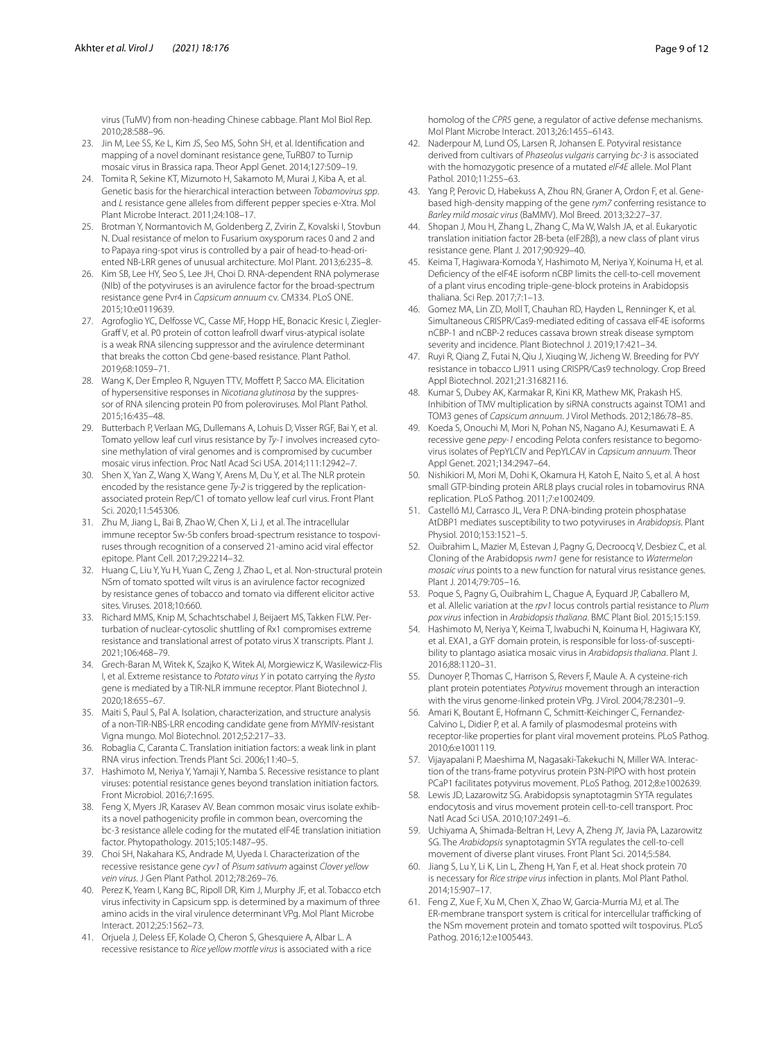virus (TuMV) from non-heading Chinese cabbage. Plant Mol Biol Rep. 2010;28:588–96.

23. Jin M, Lee SS, Ke L, Kim JS, Seo MS, Sohn SH, et al. Identification and mapping of a novel dominant resistance gene, TuRB07 to Turnip mosaic virus in Brassica rapa. Theor Appl Genet. 2014;127:509–19.
24. Tomita R, Sekine KT, Mizumoto H, Sakamoto M, Murai J, Kiba A, et al. Genetic basis for the hierarchical interaction between *Tobamovirus spp.* and *L* resistance gene alleles from different pepper species e-Xtra. Mol Plant Microbe Interact. 2011;24:108–17.
25. Brotman Y, Normantovich M, Goldenberg Z, Zvirin Z, Kovalski I, Stovbun N. Dual resistance of melon to Fusarium oxysporum races 0 and 2 and to Papaya ring-spot virus is controlled by a pair of head-to-head-oriented NB-LRR genes of unusual architecture. Mol Plant. 2013;6:235–8.
26. Kim SB, Lee HY, Seo S, Lee JH, Choi D. RNA-dependent RNA polymerase (NIb) of the potyviruses is an avirulence factor for the broad-spectrum resistance gene Pvr4 in *Capsicum annuum* cv. CM334. PLoS ONE. 2015;10:e0119639.
27. Agrofoglio YC, Delfosse VC, Casse MF, Hopp HE, Bonacic Kresic I, Ziegler-Graff V, et al. P0 protein of cotton leafroll dwarf virus-atypical isolate is a weak RNA silencing suppressor and the avirulence determinant that breaks the cotton Cbd gene-based resistance. Plant Pathol. 2019;68:1059–71.
28. Wang K, Der Empleo R, Nguyen TTV, Moffett P, Sacco MA. Elicitation of hypersensitive responses in *Nicotiana glutinosa* by the suppressor of RNA silencing protein P0 from poleroviruses. Mol Plant Pathol. 2015;16:435–48.
29. Butterbach P, Verlaan MG, Dullemans A, Lohuis D, Visser RGF, Bai Y, et al. Tomato yellow leaf curl virus resistance by *Ty-1* involves increased cytosine methylation of viral genomes and is compromised by cucumber mosaic virus infection. Proc Natl Acad Sci USA. 2014;111:12942–7.
30. Shen X, Yan Z, Wang X, Wang Y, Arens M, Du Y, et al. The NLR protein encoded by the resistance gene *Ty-2* is triggered by the replication-associated protein Rep/C1 of tomato yellow leaf curl virus. Front Plant Sci. 2020;11:545306.
31. Zhu M, Jiang L, Bai B, Zhao W, Chen X, Li J, et al. The intracellular immune receptor Sw-5b confers broad-spectrum resistance to tospoviruses through recognition of a conserved 21-amino acid viral effector epitope. Plant Cell. 2017;29:2214–32.
32. Huang C, Liu Y, Yu H, Yuan C, Zeng J, Zhao L, et al. Non-structural protein NSm of tomato spotted wilt virus is an avirulence factor recognized by resistance genes of tobacco and tomato via different elicitor active sites. Viruses. 2018;10:660.
33. Richard MMS, Knip M, Schachtschabel J, Beijaert MS, Takken FLW. Perturbation of nuclear-cytosolic shuttling of Rx1 compromises extreme resistance and translational arrest of potato virus X transcripts. Plant J. 2021;106:468–79.
34. Grech-Baran M, Witek K, Szajko K, Witek AI, Morgiewicz K, Wasilewicz-Flis I, et al. Extreme resistance to *Potato virus Y* in potato carrying the *Rysto* gene is mediated by a TIR-NLR immune receptor. Plant Biotechnol J. 2020;18:655–67.
35. Maiti S, Paul S, Pal A. Isolation, characterization, and structure analysis of a non-TIR-NBS-LRR encoding candidate gene from MYMIV-resistant Vigna mungo. Mol Biotechnol. 2012;52:217–33.
36. Robaglia C, Caranta C. Translation initiation factors: a weak link in plant RNA virus infection. Trends Plant Sci. 2006;11:40–5.
37. Hashimoto M, Neriya Y, Yamaji Y, Namba S. Recessive resistance to plant viruses: potential resistance genes beyond translation initiation factors. Front Microbiol. 2016;7:1695.
38. Feng X, Myers JR, Karasev AV. Bean common mosaic virus isolate exhibits a novel pathogenicity profile in common bean, overcoming the bc-3 resistance allele coding for the mutated eIF4E translation initiation factor. Phytopathology. 2015;105:1487–95.
39. Choi SH, Nakahara KS, Andrade M, Ueyeda I. Characterization of the recessive resistance gene *cyv1* of *Pisum sativum* against *Clover yellow vein virus*. J Gen Plant Pathol. 2012;78:269–76.
40. Perez K, Yeam I, Kang BC, Ripoll DR, Kim J, Murphy JF, et al. Tobacco etch virus infectivity in Capsicum spp. is determined by a maximum of three amino acids in the viral virulence determinant VPg. Mol Plant Microbe Interact. 2012;25:1562–73.
41. Orjuela J, Deless EF, Kolade O, Cheron S, Ghesquiere A, Albar L. A recessive resistance to *Rice yellow mottle virus* is associated with a rice homolog of the *CPR5* gene, a regulator of active defense mechanisms. Mol Plant Microbe Interact. 2013;26:1455–6143.
42. Naderpour M, Lund OS, Larsen R, Johansen E. Potyviral resistance derived from cultivars of *Phaseolus vulgaris* carrying *bc-3* is associated with the homozygotic presence of a mutated *eIF4E* allele. Mol Plant Pathol. 2010;11:255–63.
43. Yang P, Perovic D, Habekuss A, Zhou RN, Graner A, Ordon F, et al. Gene-based high-density mapping of the gene *rym7* conferring resistance to *Barley mild mosaic virus* (BaMMV). Mol Breed. 2013;32:27–37.
44. Shopan J, Mou H, Zhang L, Zhang C, Ma W, Walsh JA, et al. Eukaryotic translation initiation factor 2B-beta (eIF2Bβ), a new class of plant virus resistance gene. Plant J. 2017;90:929–40.
45. Keima T, Hagiwara-Komoda Y, Hashimoto M, Neriya Y, Koinuma H, et al. Deficiency of the eIF4E isoform nCBP limits the cell-to-cell movement of a plant virus encoding triple-gene-block proteins in Arabidopsis thaliana. Sci Rep. 2017;7:1–13.
46. Gomez MA, Lin ZD, Moll T, Chauhan RD, Hayden L, Renninger K, et al. Simultaneous CRISPR/Cas9-mediated editing of cassava eIF4E isoforms nCBP-1 and nCBP-2 reduces cassava brown streak disease symptom severity and incidence. Plant Biotechnol J. 2019;17:421–34.
47. Ruyi R, Qiang Z, Futai N, Qiu J, Xiuqing W, Jicheng W. Breeding for PVY resistance in tobacco LJ911 using CRISPR/Cas9 technology. Crop Breed Appl Biotechnol. 2021;21:31682116.
48. Kumar S, Dubey AK, Karmakar R, Kini KR, Mathew MK, Prakash HS. Inhibition of TMV multiplication by siRNA constructs against TOM1 and TOM3 genes of *Capsicum annuum*. J Virol Methods. 2012;186:78–85.
49. Koeda S, Onouchi M, Mori N, Pohan NS, Nagano AJ, Kesumawati E. A recessive gene *pepy-1* encoding Pelota confers resistance to begomovirus isolates of PepYLCIV and PepYLCAV in *Capsicum annuum*. Theor Appl Genet. 2021;134:2947–64.
50. Nishikiori M, Mori M, Dohi K, Okamura H, Katoh E, Naito S, et al. A host small GTP-binding protein ARL8 plays crucial roles in tobamovirus RNA replication. PLoS Pathog. 2011;7:e1002409.
51. Castelló MJ, Carrasco JL, Vera P. DNA-binding protein phosphatase AtDBP1 mediates susceptibility to two potyviruses in *Arabidopsis*. Plant Physiol. 2010;153:1521–5.
52. Ouibrahim L, Mazier M, Estevan J, Pagny G, Decroocq V, Desbiez C, et al. Cloning of the Arabidopsis *rwm1* gene for resistance to *Watermelon mosaic virus* points to a new function for natural virus resistance genes. Plant J. 2014;79:705–16.
53. Poque S, Pagny G, Ouibrahim L, Chague A, Eyquard JP, Caballero M, et al. Allelic variation at the *rpv1* locus controls partial resistance to *Plum pox virus* infection in *Arabidopsis thaliana*. BMC Plant Biol. 2015;15:159.
54. Hashimoto M, Neriya Y, Keima T, Iwabuchi N, Koinuma H, Hagiwara KY, et al. EXA1, a GYF domain protein, is responsible for loss-of-susceptibility to plantago asiatica mosaic virus in *Arabidopsis thaliana*. Plant J. 2016;88:1120–31.
55. Dunoyer P, Thomas C, Harrison S, Revers F, Maule A. A cysteine-rich plant protein potentiates *Potyvirus* movement through an interaction with the virus genome-linked protein VPg. J Virol. 2004;78:2301–9.
56. Amari K, Boutant E, Hofmann C, Schmitt-Keichinger C, Fernandez-Calvino L, Didier P, et al. A family of plasmodesmal proteins with receptor-like properties for plant viral movement proteins. PLoS Pathog. 2010;6:e1001119.
57. Vijayapalani P, Maeshima M, Nagasaki-Takekuchi N, Miller WA. Interaction of the trans-frame potyvirus protein P3N-PIPO with host protein PCaP1 facilitates potyvirus movement. PLoS Pathog. 2012;8:e1002639.
58. Lewis JD, Lazarowitz SG. Arabidopsis synaptotagmin SYTA regulates endocytosis and virus movement protein cell-to-cell transport. Proc Natl Acad Sci USA. 2010;107:2491–6.
59. Uchiyama A, Shimada-Beltran H, Levy A, Zheng JY, Javia PA, Lazarowitz SG. The *Arabidopsis* synaptotagmin SYTA regulates the cell-to-cell movement of diverse plant viruses. Front Plant Sci. 2014;5:584.
60. Jiang S, Lu Y, Li K, Lin L, Zheng H, Yan F, et al. Heat shock protein 70 is necessary for *Rice stripe virus* infection in plants. Mol Plant Pathol. 2014;15:907–17.
61. Feng Z, Xue F, Xu M, Chen X, Zhao W, Garcia-Murria MJ, et al. The ER-membrane transport system is critical for intercellular trafficking of the NSm movement protein and tomato spotted wilt tospovirus. PLoS Pathog. 2016;12:e1005443.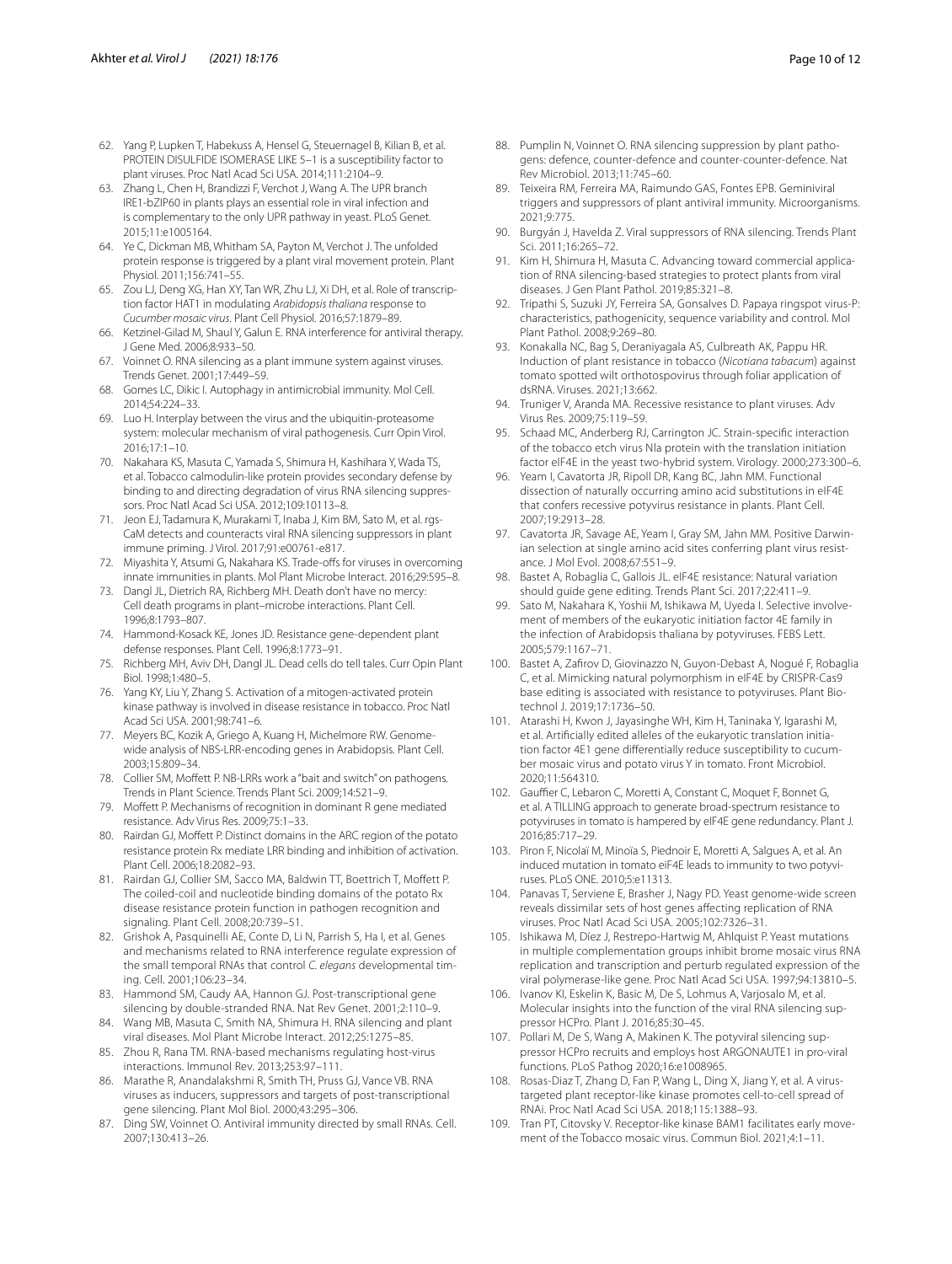62. Yang P, Lupken T, Habekuss A, Hensel G, Steuernagel B, Kilian B, et al. PROTEIN DISULFIDE ISOMERASE LIKE 5–1 is a susceptibility factor to plant viruses. Proc Natl Acad Sci USA. 2014;111:2104–9.
63. Zhang L, Chen H, Brandizzi F, Verchot J, Wang A. The UPR branch IRE1-bZIP60 in plants plays an essential role in viral infection and is complementary to the only UPR pathway in yeast. PLoS Genet. 2015;11:e1005164.
64. Ye C, Dickman MB, Whitham SA, Payton M, Verchot J. The unfolded protein response is triggered by a plant viral movement protein. Plant Physiol. 2011;156:741–55.
65. Zou LJ, Deng XG, Han XY, Tan WR, Zhu LJ, Xi DH, et al. Role of transcription factor HAT1 in modulating *Arabidopsis thaliana* response to *Cucumber mosaic virus*. Plant Cell Physiol. 2016;57:1879–89.
66. Ketzinel-Gilad M, Shaul Y, Galun E. RNA interference for antiviral therapy. J Gene Med. 2006;8:933–50.
67. Voinnet O. RNA silencing as a plant immune system against viruses. Trends Genet. 2001;17:449–59.
68. Gomes LC, Dikic I. Autophagy in antimicrobial immunity. Mol Cell. 2014;54:224–33.
69. Luo H. Interplay between the virus and the ubiquitin-proteasome system: molecular mechanism of viral pathogenesis. Curr Opin Virol. 2016;17:1–10.
70. Nakahara KS, Masuta C, Yamada S, Shimura H, Kashihara Y, Wada TS, et al. Tobacco calmodulin-like protein provides secondary defense by binding to and directing degradation of virus RNA silencing suppressors. Proc Natl Acad Sci USA. 2012;109:10113–8.
71. Jeon EJ, Tadamura K, Murakami T, Inaba J, Kim BM, Sato M, et al. rgs-CaM detects and counteracts viral RNA silencing suppressors in plant immune priming. J Virol. 2017;91:e00761-e817.
72. Miyashita Y, Atsumi G, Nakahara KS. Trade-offs for viruses in overcoming innate immunities in plants. Mol Plant Microbe Interact. 2016;29:595–8.
73. Dangl JL, Dietrich RA, Richberg MH. Death don't have no mercy: Cell death programs in plant–microbe interactions. Plant Cell. 1996;8:1793–807.
74. Hammond-Kosack KE, Jones JD. Resistance gene-dependent plant defense responses. Plant Cell. 1996;8:1773–91.
75. Richberg MH, Aviv DH, Dangl JL. Dead cells do tell tales. Curr Opin Plant Biol. 1998;1:480–5.
76. Yang KY, Liu Y, Zhang S. Activation of a mitogen-activated protein kinase pathway is involved in disease resistance in tobacco. Proc Natl Acad Sci USA. 2001;98:741–6.
77. Meyers BC, Kozik A, Griego A, Kuang H, Michelmore RW. Genome-wide analysis of NBS-LRR-encoding genes in Arabidopsis. Plant Cell. 2003;15:809–34.
78. Collier SM, Moffett P. NB-LRRs work a "bait and switch" on pathogens. Trends in Plant Science. Trends Plant Sci. 2009;14:521–9.
79. Moffett P. Mechanisms of recognition in dominant R gene mediated resistance. Adv Virus Res. 2009;75:1–33.
80. Rairdan GJ, Moffett P. Distinct domains in the ARC region of the potato resistance protein Rx mediate LRR binding and inhibition of activation. Plant Cell. 2006;18:2082–93.
81. Rairdan GJ, Collier SM, Sacco MA, Baldwin TT, Boettrich T, Moffett P. The coiled-coil and nucleotide binding domains of the potato Rx disease resistance protein function in pathogen recognition and signaling. Plant Cell. 2008;20:739–51.
82. Grishok A, Pasquinelli AE, Conte D, Li N, Parrish S, Ha I, et al. Genes and mechanisms related to RNA interference regulate expression of the small temporal RNAs that control *C. elegans* developmental timing. Cell. 2001;106:23–34.
83. Hammond SM, Caudy AA, Hannon GJ. Post-transcriptional gene silencing by double-stranded RNA. Nat Rev Genet. 2001;2:110–9.
84. Wang MB, Masuta C, Smith NA, Shimura H. RNA silencing and plant viral diseases. Mol Plant Microbe Interact. 2012;25:1275–85.
85. Zhou R, Rana TM. RNA-based mechanisms regulating host-virus interactions. Immunol Rev. 2013;253:97–111.
86. Marathe R, Anandalakshmi R, Smith TH, Pruss GJ, Vance VB. RNA viruses as inducers, suppressors and targets of post-transcriptional gene silencing. Plant Mol Biol. 2000;43:295–306.
87. Ding SW, Voinnet O. Antiviral immunity directed by small RNAs. Cell. 2007;130:413–26.
88. Pumplin N, Voinnet O. RNA silencing suppression by plant pathogens: defence, counter-defence and counter-counter-defence. Nat Rev Microbiol. 2013;11:745–60.
89. Teixeira RM, Ferreira MA, Raimundo GAS, Fontes EPB. Geminiviral triggers and suppressors of plant antiviral immunity. Microorganisms. 2021;9:775.
90. Burgyán J, Havelda Z. Viral suppressors of RNA silencing. Trends Plant Sci. 2011;16:265–72.
91. Kim H, Shimura H, Masuta C. Advancing toward commercial application of RNA silencing-based strategies to protect plants from viral diseases. J Gen Plant Pathol. 2019;85:321–8.
92. Tripathi S, Suzuki JY, Ferreira SA, Gonsalves D. Papaya ringspot virus-P: characteristics, pathogenicity, sequence variability and control. Mol Plant Pathol. 2008;9:269–80.
93. Konakalla NC, Bag S, Deraniyagala AS, Culbreath AK, Pappu HR. Induction of plant resistance in tobacco (*Nicotiana tabacum*) against tomato spotted wilt orthotospovirus through foliar application of dsRNA. Viruses. 2021;13:662.
94. Truniger V, Aranda MA. Recessive resistance to plant viruses. Adv Virus Res. 2009;75:119–59.
95. Schaad MC, Anderberg RJ, Carrington JC. Strain-specific interaction of the tobacco etch virus NIa protein with the translation initiation factor eIF4E in the yeast two-hybrid system. Virology. 2000;273:300–6.
96. Yeam I, Cavatorta JR, Ripoll DR, Kang BC, Jahn MM. Functional dissection of naturally occurring amino acid substitutions in eIF4E that confers recessive potyvirus resistance in plants. Plant Cell. 2007;19:2913–28.
97. Cavatorta JR, Savage AE, Yeam I, Gray SM, Jahn MM. Positive Darwinian selection at single amino acid sites conferring plant virus resistance. J Mol Evol. 2008;67:551–9.
98. Bastet A, Robaglia C, Gallois JL. eIF4E resistance: Natural variation should guide gene editing. Trends Plant Sci. 2017;22:411–9.
99. Sato M, Nakahara K, Yoshii M, Ishikawa M, Uyeda I. Selective involvement of members of the eukaryotic initiation factor 4E family in the infection of Arabidopsis thaliana by potyviruses. FEBS Lett. 2005;579:1167–71.
100. Bastet A, Zafirov D, Giovinazzo N, Guyon-Debast A, Nogué F, Robaglia C, et al. Mimicking natural polymorphism in eIF4E by CRISPR-Cas9 base editing is associated with resistance to potyviruses. Plant Biotechnol J. 2019;17:1736–50.
101. Atarashi H, Kwon J, Jayasinghe WH, Kim H, Taninaka Y, Igarashi M, et al. Artificially edited alleles of the eukaryotic translation initiation factor 4E1 gene differentially reduce susceptibility to cucumber mosaic virus and potato virus Y in tomato. Front Microbiol. 2020;11:564310.
102. Gauffier C, Lebaron C, Moretti A, Constant C, Moquet F, Bonnet G, et al. A TILLING approach to generate broad-spectrum resistance to potyviruses in tomato is hampered by eIF4E gene redundancy. Plant J. 2016;85:717–29.
103. Piron F, Nicolaï M, Minoïa S, Piednoir E, Moretti A, Salgues A, et al. An induced mutation in tomato eiF4E leads to immunity to two potyviruses. PLoS ONE. 2010;5:e11313.
104. Panavas T, Serviene E, Brasher J, Nagy PD. Yeast genome-wide screen reveals dissimilar sets of host genes affecting replication of RNA viruses. Proc Natl Acad Sci USA. 2005;102:7326–31.
105. Ishikawa M, Díez J, Restrepo-Hartwig M, Ahlquist P. Yeast mutations in multiple complementation groups inhibit brome mosaic virus RNA replication and transcription and perturb regulated expression of the viral polymerase-like gene. Proc Natl Acad Sci USA. 1997;94:13810–5.
106. Ivanov KI, Eskelin K, Basic M, De S, Lohmus A, Varjosalo M, et al. Molecular insights into the function of the viral RNA silencing suppressor HCPro. Plant J. 2016;85:30–45.
107. Pollari M, De S, Wang A, Makinen K. The potyviral silencing suppressor HCPro recruits and employs host ARGONAUTE1 in pro-viral functions. PLoS Pathog 2020;16:e1008965.
108. Rosas-Diaz T, Zhang D, Fan P, Wang L, Ding X, Jiang Y, et al. A virus-targeted plant receptor-like kinase promotes cell-to-cell spread of RNAi. Proc Natl Acad Sci USA. 2018;115:1388–93.
109. Tran PT, Citovsky V. Receptor-like kinase BAM1 facilitates early movement of the Tobacco mosaic virus. Commun Biol. 2021;4:1–11.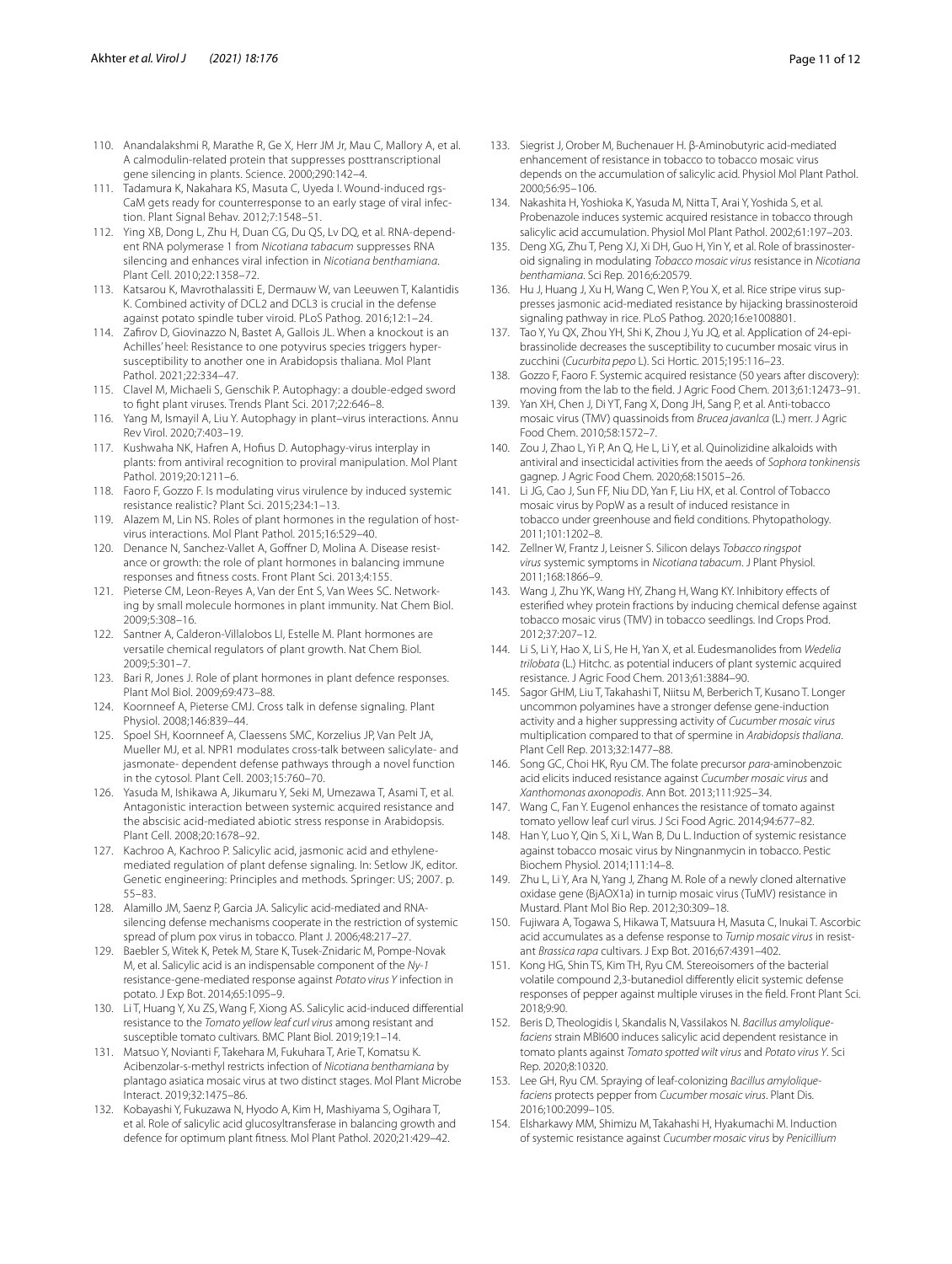110. Anandalakshmi R, Marathe R, Ge X, Herr JM Jr, Mau C, Mallory A, et al. A calmodulin-related protein that suppresses posttranscriptional gene silencing in plants. Science. 2000;290:142–4.
111. Tadamura K, Nakahara KS, Masuta C, Uyeda I. Wound-induced rgs-CaM gets ready for counterresponse to an early stage of viral infection. Plant Signal Behav. 2012;7:1548–51.
112. Ying XB, Dong L, Zhu H, Duan CG, Du QS, Lv DQ, et al. RNA-dependent RNA polymerase 1 from *Nicotiana tabacum* suppresses RNA silencing and enhances viral infection in *Nicotiana benthamiana*. Plant Cell. 2010;22:1358–72.
113. Katsarou K, Mavrothalassiti E, Dermauw W, van Leeuwen T, Kalantidis K. Combined activity of DCL2 and DCL3 is crucial in the defense against potato spindle tuber viroid. PLoS Pathog. 2016;12:1–24.
114. Zafirov D, Giovinazzo N, Bastet A, Gallois JL. When a knockout is an Achilles' heel: Resistance to one potyvirus species triggers hypersusceptibility to another one in Arabidopsis thaliana. Mol Plant Pathol. 2021;22:334–47.
115. Clavel M, Michaeli S, Genschik P. Autophagy: a double-edged sword to fight plant viruses. Trends Plant Sci. 2017;22:646–8.
116. Yang M, Ismayil A, Liu Y. Autophagy in plant–virus interactions. Annu Rev Virol. 2020;7:403–19.
117. Kushwaha NK, Hafren A, Hofius D. Autophagy-virus interplay in plants: from antiviral recognition to proviral manipulation. Mol Plant Pathol. 2019;20:1211–6.
118. Faoro F, Gozzo F. Is modulating virus virulence by induced systemic resistance realistic? Plant Sci. 2015;234:1–13.
119. Alazem M, Lin NS. Roles of plant hormones in the regulation of host-virus interactions. Mol Plant Pathol. 2015;16:529–40.
120. Denance N, Sanchez-Vallet A, Goffner D, Molina A. Disease resistance or growth: the role of plant hormones in balancing immune responses and fitness costs. Front Plant Sci. 2013;4:155.
121. Pieterse CM, Leon-Reyes A, Van der Ent S, Van Wees SC. Networking by small molecule hormones in plant immunity. Nat Chem Biol. 2009;5:308–16.
122. Santner A, Calderon-Villalobos LI, Estelle M. Plant hormones are versatile chemical regulators of plant growth. Nat Chem Biol. 2009;5:301–7.
123. Bari R, Jones J. Role of plant hormones in plant defence responses. Plant Mol Biol. 2009;69:473–88.
124. Koornneef A, Pieterse CMJ. Cross talk in defense signaling. Plant Physiol. 2008;146:839–44.
125. Spoel SH, Koornneef A, Claessens SMC, Korzelius JP, Van Pelt JA, Mueller MJ, et al. NPR1 modulates cross-talk between salicylate- and jasmonate- dependent defense pathways through a novel function in the cytosol. Plant Cell. 2003;15:760–70.
126. Yasuda M, Ishikawa A, Jikumaru Y, Seki M, Umezawa T, Asami T, et al. Antagonistic interaction between systemic acquired resistance and the abscisic acid-mediated abiotic stress response in Arabidopsis. Plant Cell. 2008;20:1678–92.
127. Kachroo A, Kachroo P. Salicylic acid, jasmonic acid and ethylene-mediated regulation of plant defense signaling. In: Setlow JK, editor. Genetic engineering: Principles and methods. Springer: US; 2007. p. 55–83.
128. Alamillo JM, Saenz P, Garcia JA. Salicylic acid-mediated and RNA-silencing defense mechanisms cooperate in the restriction of systemic spread of plum pox virus in tobacco. Plant J. 2006;48:217–27.
129. Baebler S, Witek K, Petek M, Stare K, Tusek-Znidaric M, Pompe-Novak M, et al. Salicylic acid is an indispensable component of the *Ny-1* resistance-gene-mediated response against *Potato virus Y* infection in potato. J Exp Bot. 2014;65:1095–9.
130. Li T, Huang Y, Xu ZS, Wang F, Xiong AS. Salicylic acid-induced differential resistance to the *Tomato yellow leaf curl virus* among resistant and susceptible tomato cultivars. BMC Plant Biol. 2019;19:1–14.
131. Matsuo Y, Novianti F, Takehara M, Fukuhara T, Arie T, Komatsu K. Acibenzolar-s-methyl restricts infection of *Nicotiana benthamiana* by plantago asiatica mosaic virus at two distinct stages. Mol Plant Microbe Interact. 2019;32:1475–86.
132. Kobayashi Y, Fukuzawa N, Hyodo A, Kim H, Mashiyama S, Ogihara T, et al. Role of salicylic acid glucosyltransferase in balancing growth and defence for optimum plant fitness. Mol Plant Pathol. 2020;21:429–42.
133. Siegrist J, Orober M, Buchenauer H. β-Aminobutyric acid-mediated enhancement of resistance in tobacco to tobacco mosaic virus depends on the accumulation of salicylic acid. Physiol Mol Plant Pathol. 2000;56:95–106.
134. Nakashita H, Yoshioka K, Yasuda M, Nitta T, Arai Y, Yoshida S, et al. Probenazole induces systemic acquired resistance in tobacco through salicylic acid accumulation. Physiol Mol Plant Pathol. 2002;61:197–203.
135. Deng XG, Zhu T, Peng XJ, Xi DH, Guo H, Yin Y, et al. Role of brassinosteroid signaling in modulating *Tobacco mosaic virus* resistance in *Nicotiana benthamiana*. Sci Rep. 2016;6:20579.
136. Hu J, Huang J, Xu H, Wang C, Wen P, You X, et al. Rice stripe virus suppresses jasmonic acid-mediated resistance by hijacking brassinosteroid signaling pathway in rice. PLoS Pathog. 2020;16:e1008801.
137. Tao Y, Yu QX, Zhou YH, Shi K, Zhou J, Yu JQ, et al. Application of 24-epibrassinolide decreases the susceptibility to cucumber mosaic virus in zucchini (*Cucurbita pepo* L). Sci Hortic. 2015;195:116–23.
138. Gozzo F, Faoro F. Systemic acquired resistance (50 years after discovery): moving from the lab to the field. J Agric Food Chem. 2013;61:12473–91.
139. Yan XH, Chen J, Di YT, Fang X, Dong JH, Sang P, et al. Anti-tobacco mosaic virus (TMV) quassinoids from *Brucea javanIca* (L.) merr. J Agric Food Chem. 2010;58:1572–7.
140. Zou J, Zhao L, Yi P, An Q, He L, Li Y, et al. Quinolizidine alkaloids with antiviral and insecticidal activities from the aeeds of *Sophora tonkinensis* gagnep. J Agric Food Chem. 2020;68:15015–26.
141. Li JG, Cao J, Sun FF, Niu DD, Yan F, Liu HX, et al. Control of Tobacco mosaic virus by PopW as a result of induced resistance in tobacco under greenhouse and field conditions. Phytopathology. 2011;101:1202–8.
142. Zellner W, Frantz J, Leisner S. Silicon delays *Tobacco ringspot virus* systemic symptoms in *Nicotiana tabacum*. J Plant Physiol. 2011;168:1866–9.
143. Wang J, Zhu YK, Wang HY, Zhang H, Wang KY. Inhibitory effects of esterified whey protein fractions by inducing chemical defense against tobacco mosaic virus (TMV) in tobacco seedlings. Ind Crops Prod. 2012;37:207–12.
144. Li S, Li Y, Hao X, Li S, He H, Yan X, et al. Eudesmanolides from *Wedelia trilobata* (L.) Hitchc. as potential inducers of plant systemic acquired resistance. J Agric Food Chem. 2013;61:3884–90.
145. Sagor GHM, Liu T, Takahashi T, Niitsu M, Berberich T, Kusano T. Longer uncommon polyamines have a stronger defense gene-induction activity and a higher suppressing activity of *Cucumber mosaic virus* multiplication compared to that of spermine in *Arabidopsis thaliana*. Plant Cell Rep. 2013;32:1477–88.
146. Song GC, Choi HK, Ryu CM. The folate precursor *para*-aminobenzoic acid elicits induced resistance against *Cucumber mosaic virus* and *Xanthomonas axonopodis*. Ann Bot. 2013;111:925–34.
147. Wang C, Fan Y. Eugenol enhances the resistance of tomato against tomato yellow leaf curl virus. J Sci Food Agric. 2014;94:677–82.
148. Han Y, Luo Y, Qin S, Xi L, Wan B, Du L. Induction of systemic resistance against tobacco mosaic virus by Ningnanmycin in tobacco. Pestic Biochem Physiol. 2014;111:14–8.
149. Zhu L, Li Y, Ara N, Yang J, Zhang M. Role of a newly cloned alternative oxidase gene (BjAOX1a) in turnip mosaic virus (TuMV) resistance in Mustard. Plant Mol Bio Rep. 2012;30:309–18.
150. Fujiwara A, Togawa S, Hikawa T, Matsuura H, Masuta C, Inukai T. Ascorbic acid accumulates as a defense response to *Turnip mosaic virus* in resistant *Brassica rapa* cultivars. J Exp Bot. 2016;67:4391–402.
151. Kong HG, Shin TS, Kim TH, Ryu CM. Stereoisomers of the bacterial volatile compound 2,3-butanediol differently elicit systemic defense responses of pepper against multiple viruses in the field. Front Plant Sci. 2018;9:90.
152. Beris D, Theologidis I, Skandalis N, Vassilakos N. *Bacillus amyloliquefaciens* strain MBI600 induces salicylic acid dependent resistance in tomato plants against *Tomato spotted wilt virus* and *Potato virus Y*. Sci Rep. 2020;8:10320.
153. Lee GH, Ryu CM. Spraying of leaf-colonizing *Bacillus amyloliquefaciens* protects pepper from *Cucumber mosaic virus*. Plant Dis. 2016;100:2099–105.
154. Elsharkawy MM, Shimizu M, Takahashi H, Hyakumachi M. Induction of systemic resistance against *Cucumber mosaic virus* by *Penicillium*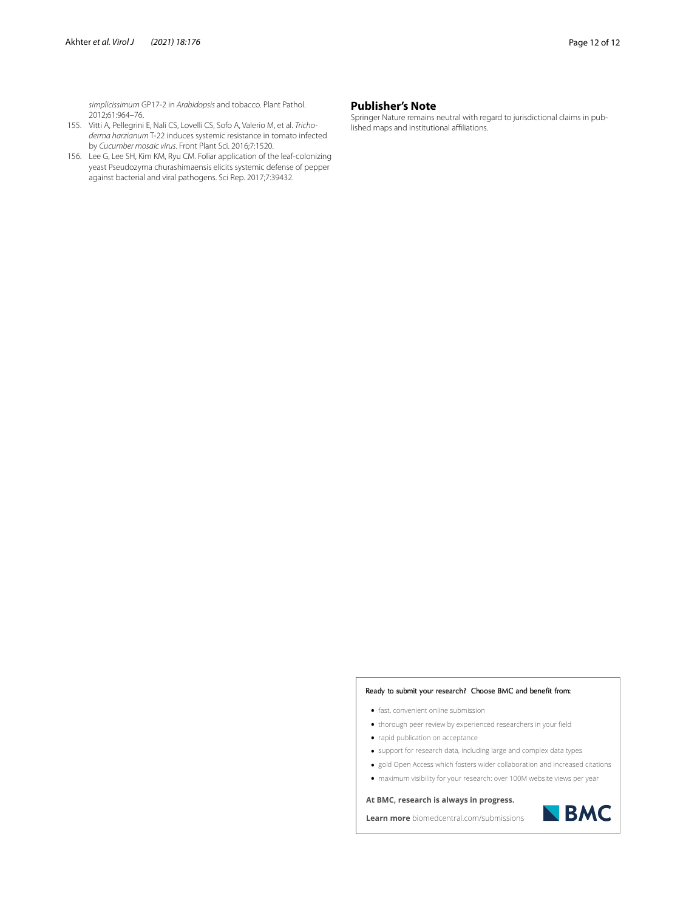*simplicissimum* GP17-2 in *Arabidopsis* and tobacco. Plant Pathol. 2012;61:964–76.

155. Vitti A, Pellegrini E, Nali CS, Lovelli CS, Sofo A, Valerio M, et al. *Trichoderma harzianum* T-22 induces systemic resistance in tomato infected by *Cucumber mosaic virus*. Front Plant Sci. 2016;7:1520.
156. Lee G, Lee SH, Kim KM, Ryu CM. Foliar application of the leaf-colonizing yeast Pseudozyma churashimaensis elicits systemic defense of pepper against bacterial and viral pathogens. Sci Rep. 2017;7:39432.

## Publisher's Note

Springer Nature remains neutral with regard to jurisdictional claims in published maps and institutional affiliations.

Ready to submit your research? Choose BMC and benefit from:

- fast, convenient online submission
- thorough peer review by experienced researchers in your field
- rapid publication on acceptance
- support for research data, including large and complex data types
- gold Open Access which fosters wider collaboration and increased citations
- maximum visibility for your research: over 100M website views per year

**At BMC, research is always in progress.**

**Learn more** biomedcentral.com/submissions

BMC